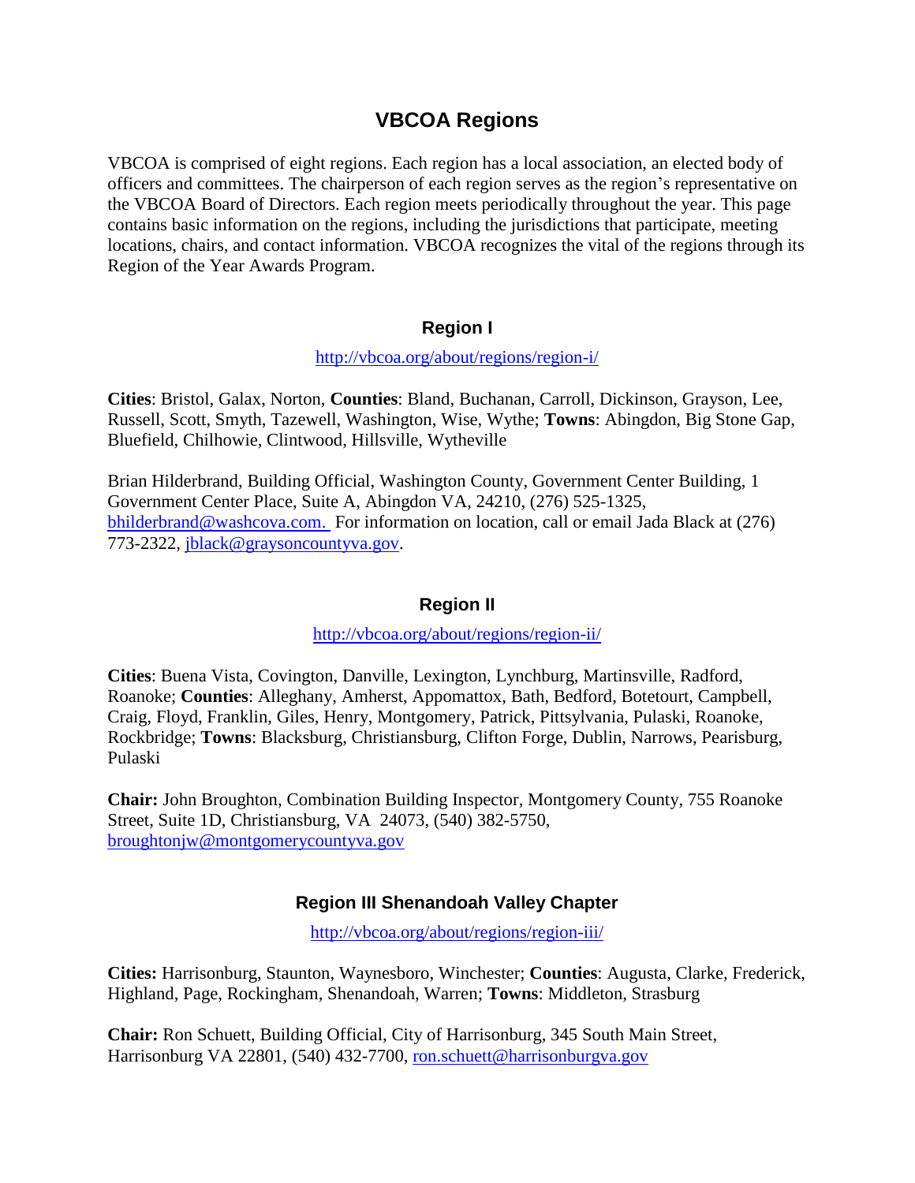# VBCOA Regions

VBCOA is comprised of eight regions. Each region has a local association, an elected body of officers and committees. The chairperson of each region serves as the region's representative on the VBCOA Board of Directors. Each region meets periodically throughout the year. This page contains basic information on the regions, including the jurisdictions that participate, meeting locations, chairs, and contact information. VBCOA recognizes the vital of the regions through its Region of the Year Awards Program.

## Region I

http://vbcoa.org/about/regions/region-i/

**Cities**: Bristol, Galax, Norton, **Counties**: Bland, Buchanan, Carroll, Dickinson, Grayson, Lee, Russell, Scott, Smyth, Tazewell, Washington, Wise, Wythe; **Towns**: Abingdon, Big Stone Gap, Bluefield, Chilhowie, Clintwood, Hillsville, Wytheville

Brian Hilderbrand, Building Official, Washington County, Government Center Building, 1 Government Center Place, Suite A, Abingdon VA, 24210, (276) 525-1325, bhilderbrand@washcova.com. For information on location, call or email Jada Black at (276) 773-2322, jblack@graysoncountyva.gov.

## Region II

http://vbcoa.org/about/regions/region-ii/

**Cities**: Buena Vista, Covington, Danville, Lexington, Lynchburg, Martinsville, Radford, Roanoke; **Counties**: Alleghany, Amherst, Appomattox, Bath, Bedford, Botetourt, Campbell, Craig, Floyd, Franklin, Giles, Henry, Montgomery, Patrick, Pittsylvania, Pulaski, Roanoke, Rockbridge; **Towns**: Blacksburg, Christiansburg, Clifton Forge, Dublin, Narrows, Pearisburg, Pulaski

**Chair:** John Broughton, Combination Building Inspector, Montgomery County, 755 Roanoke Street, Suite 1D, Christiansburg, VA 24073, (540) 382-5750, broughtonjw@montgomerycountyva.gov

## Region III Shenandoah Valley Chapter

http://vbcoa.org/about/regions/region-iii/

**Cities:** Harrisonburg, Staunton, Waynesboro, Winchester; **Counties**: Augusta, Clarke, Frederick, Highland, Page, Rockingham, Shenandoah, Warren; **Towns**: Middleton, Strasburg

**Chair:** Ron Schuett, Building Official, City of Harrisonburg, 345 South Main Street, Harrisonburg VA 22801, (540) 432-7700, ron.schuett@harrisonburgva.gov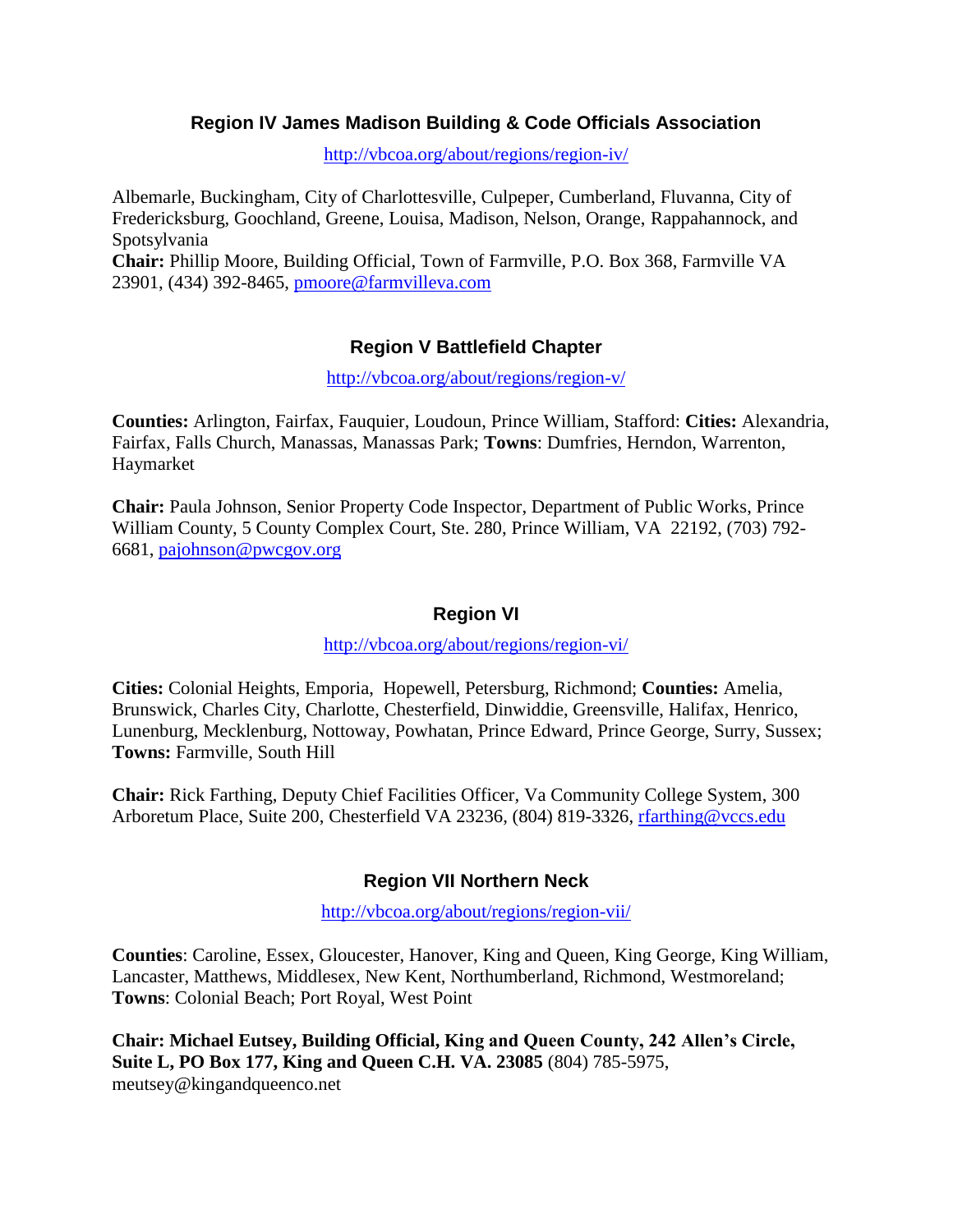### Region IV James Madison Building & Code Officials Association

http://vbcoa.org/about/regions/region-iv/

Albemarle, Buckingham, City of Charlottesville, Culpeper, Cumberland, Fluvanna, City of Fredericksburg, Goochland, Greene, Louisa, Madison, Nelson, Orange, Rappahannock, and Spotsylvania
**Chair:** Phillip Moore, Building Official, Town of Farmville, P.O. Box 368, Farmville VA 23901, (434) 392-8465, pmoore@farmvilleva.com

### Region V Battlefield Chapter

http://vbcoa.org/about/regions/region-v/

**Counties:** Arlington, Fairfax, Fauquier, Loudoun, Prince William, Stafford: **Cities:** Alexandria, Fairfax, Falls Church, Manassas, Manassas Park; **Towns**: Dumfries, Herndon, Warrenton, Haymarket

**Chair:** Paula Johnson, Senior Property Code Inspector, Department of Public Works, Prince William County, 5 County Complex Court, Ste. 280, Prince William, VA 22192, (703) 792-6681, pajohnson@pwcgov.org

### Region VI

http://vbcoa.org/about/regions/region-vi/

**Cities:** Colonial Heights, Emporia, Hopewell, Petersburg, Richmond; **Counties:** Amelia, Brunswick, Charles City, Charlotte, Chesterfield, Dinwiddie, Greensville, Halifax, Henrico, Lunenburg, Mecklenburg, Nottoway, Powhatan, Prince Edward, Prince George, Surry, Sussex; **Towns:** Farmville, South Hill

**Chair:** Rick Farthing, Deputy Chief Facilities Officer, Va Community College System, 300 Arboretum Place, Suite 200, Chesterfield VA 23236, (804) 819-3326, rfarthing@vccs.edu

### Region VII Northern Neck

http://vbcoa.org/about/regions/region-vii/

**Counties**: Caroline, Essex, Gloucester, Hanover, King and Queen, King George, King William, Lancaster, Matthews, Middlesex, New Kent, Northumberland, Richmond, Westmoreland; **Towns**: Colonial Beach; Port Royal, West Point

**Chair: Michael Eutsey, Building Official, King and Queen County, 242 Allen's Circle, Suite L, PO Box 177, King and Queen C.H. VA. 23085** (804) 785-5975, meutsey@kingandqueenco.net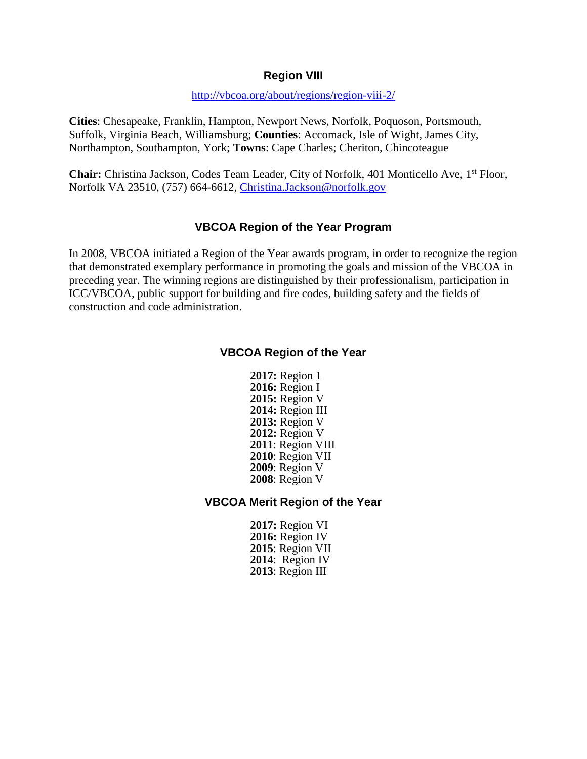## Region VIII

http://vbcoa.org/about/regions/region-viii-2/

**Cities**: Chesapeake, Franklin, Hampton, Newport News, Norfolk, Poquoson, Portsmouth, Suffolk, Virginia Beach, Williamsburg; **Counties**: Accomack, Isle of Wight, James City, Northampton, Southampton, York; **Towns**: Cape Charles; Cheriton, Chincoteague

**Chair:** Christina Jackson, Codes Team Leader, City of Norfolk, 401 Monticello Ave, 1st Floor, Norfolk VA 23510, (757) 664-6612, Christina.Jackson@norfolk.gov

## VBCOA Region of the Year Program

In 2008, VBCOA initiated a Region of the Year awards program, in order to recognize the region that demonstrated exemplary performance in promoting the goals and mission of the VBCOA in preceding year. The winning regions are distinguished by their professionalism, participation in ICC/VBCOA, public support for building and fire codes, building safety and the fields of construction and code administration.

### VBCOA Region of the Year

**2017:** Region 1
**2016:** Region I
**2015:** Region V
**2014:** Region III
**2013:** Region V
**2012:** Region V
**2011**: Region VIII
**2010**: Region VII
**2009**: Region V
**2008**: Region V

### VBCOA Merit Region of the Year

**2017:** Region VI
**2016:** Region IV
**2015**: Region VII
**2014**: Region IV
**2013**: Region III